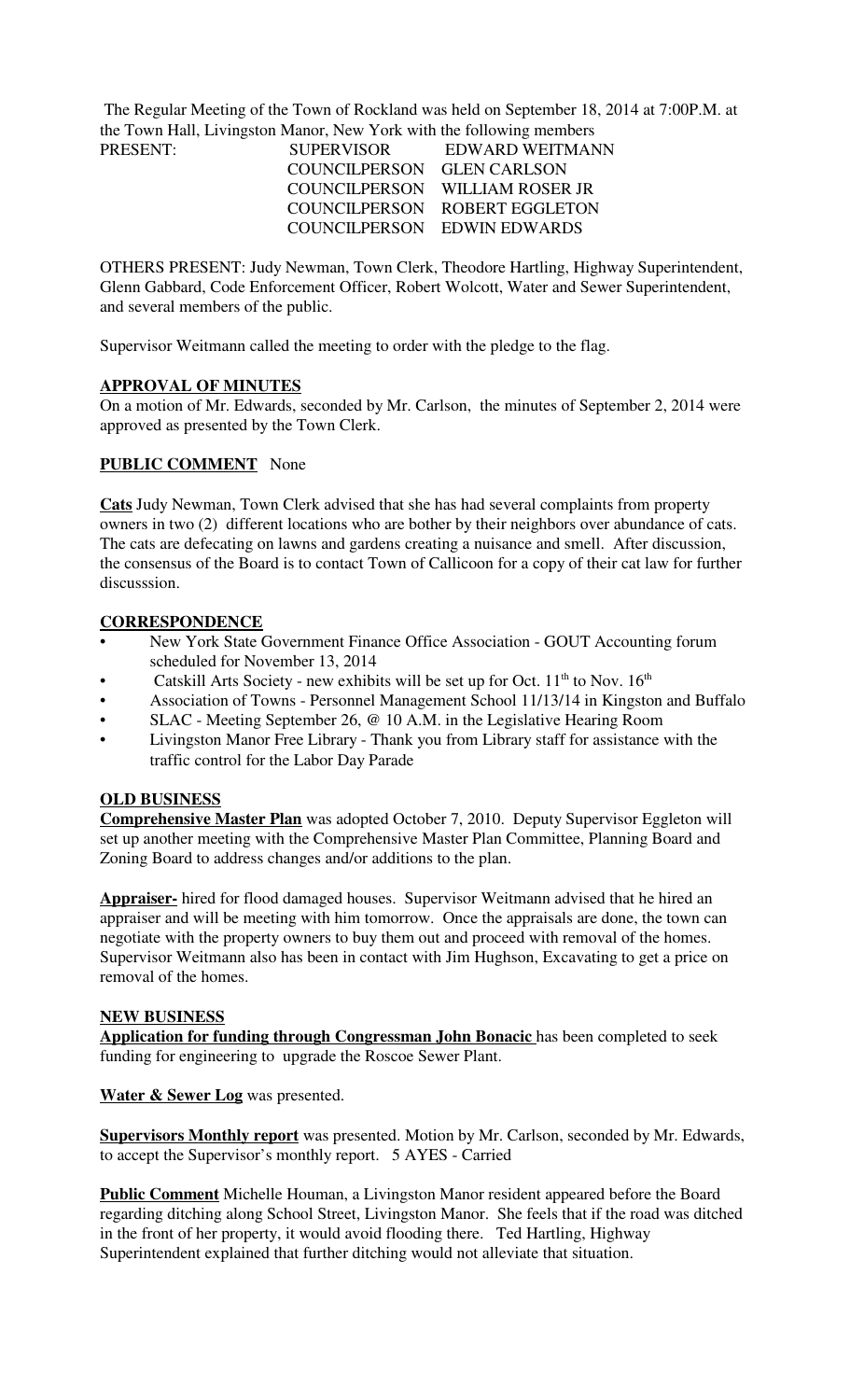The Regular Meeting of the Town of Rockland was held on September 18, 2014 at 7:00P.M. at the Town Hall, Livingston Manor, New York with the following members

| PRESENT: | SUPERVISOR | EDWARD WEITMANN |
|---|---|---|
| | COUNCILPERSON | GLEN CARLSON |
| | COUNCILPERSON | WILLIAM ROSER JR |
| | COUNCILPERSON | ROBERT EGGLETON |
| | COUNCILPERSON | EDWIN EDWARDS |

OTHERS PRESENT: Judy Newman, Town Clerk, Theodore Hartling, Highway Superintendent, Glenn Gabbard, Code Enforcement Officer, Robert Wolcott, Water and Sewer Superintendent, and several members of the public.

Supervisor Weitmann called the meeting to order with the pledge to the flag.

**APPROVAL OF MINUTES**

On a motion of Mr. Edwards, seconded by Mr. Carlson, the minutes of September 2, 2014 were approved as presented by the Town Clerk.

**PUBLIC COMMENT** None

**Cats** Judy Newman, Town Clerk advised that she has had several complaints from property owners in two (2) different locations who are bother by their neighbors over abundance of cats. The cats are defecating on lawns and gardens creating a nuisance and smell. After discussion, the consensus of the Board is to contact Town of Callicoon for a copy of their cat law for further discusssion.

**CORRESPONDENCE**

- New York State Government Finance Office Association - GOUT Accounting forum scheduled for November 13, 2014
- Catskill Arts Society - new exhibits will be set up for Oct. 11th to Nov. 16th
- Association of Towns - Personnel Management School 11/13/14 in Kingston and Buffalo
- SLAC - Meeting September 26, @ 10 A.M. in the Legislative Hearing Room
- Livingston Manor Free Library - Thank you from Library staff for assistance with the traffic control for the Labor Day Parade

**OLD BUSINESS**

**Comprehensive Master Plan** was adopted October 7, 2010. Deputy Supervisor Eggleton will set up another meeting with the Comprehensive Master Plan Committee, Planning Board and Zoning Board to address changes and/or additions to the plan.

**Appraiser-** hired for flood damaged houses. Supervisor Weitmann advised that he hired an appraiser and will be meeting with him tomorrow. Once the appraisals are done, the town can negotiate with the property owners to buy them out and proceed with removal of the homes. Supervisor Weitmann also has been in contact with Jim Hughson, Excavating to get a price on removal of the homes.

**NEW BUSINESS**

**Application for funding through Congressman John Bonacic** has been completed to seek funding for engineering to upgrade the Roscoe Sewer Plant.

**Water & Sewer Log** was presented.

**Supervisors Monthly report** was presented. Motion by Mr. Carlson, seconded by Mr. Edwards, to accept the Supervisor's monthly report. 5 AYES - Carried

**Public Comment** Michelle Houman, a Livingston Manor resident appeared before the Board regarding ditching along School Street, Livingston Manor. She feels that if the road was ditched in the front of her property, it would avoid flooding there. Ted Hartling, Highway Superintendent explained that further ditching would not alleviate that situation.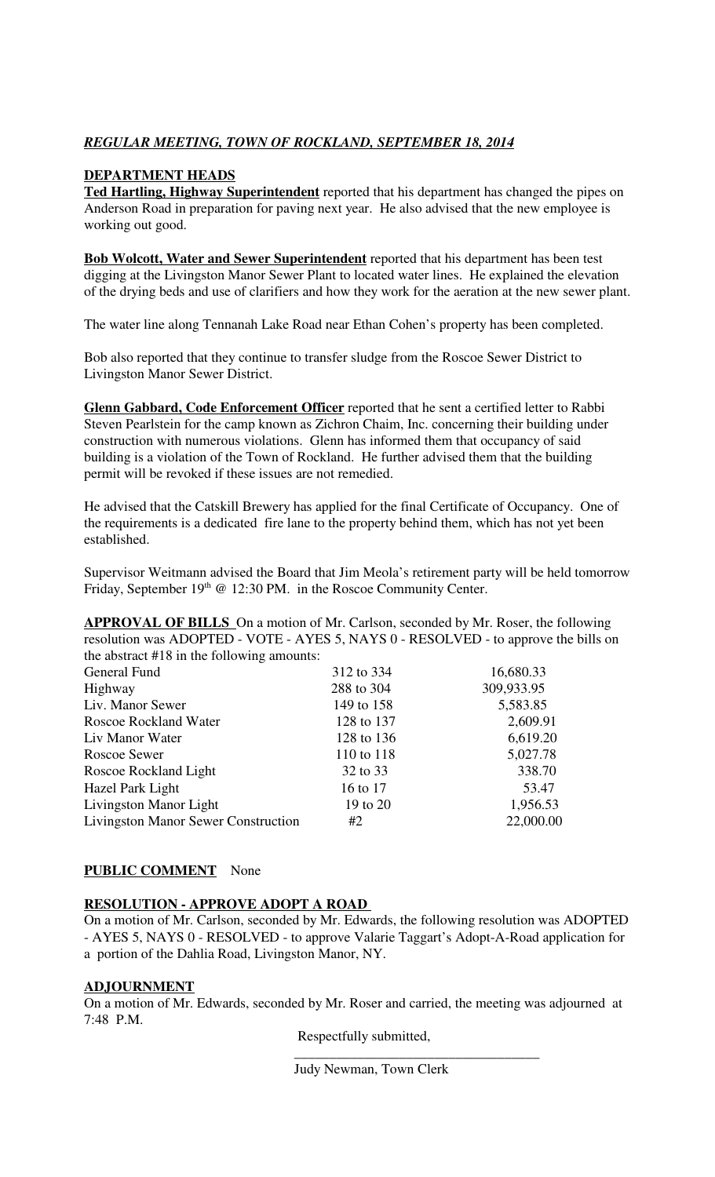***REGULAR MEETING, TOWN OF ROCKLAND, SEPTEMBER 18, 2014***

**DEPARTMENT HEADS**

**Ted Hartling, Highway Superintendent** reported that his department has changed the pipes on Anderson Road in preparation for paving next year. He also advised that the new employee is working out good.

**Bob Wolcott, Water and Sewer Superintendent** reported that his department has been test digging at the Livingston Manor Sewer Plant to located water lines. He explained the elevation of the drying beds and use of clarifiers and how they work for the aeration at the new sewer plant.

The water line along Tennanah Lake Road near Ethan Cohen's property has been completed.

Bob also reported that they continue to transfer sludge from the Roscoe Sewer District to Livingston Manor Sewer District.

**Glenn Gabbard, Code Enforcement Officer** reported that he sent a certified letter to Rabbi Steven Pearlstein for the camp known as Zichron Chaim, Inc. concerning their building under construction with numerous violations. Glenn has informed them that occupancy of said building is a violation of the Town of Rockland. He further advised them that the building permit will be revoked if these issues are not remedied.

He advised that the Catskill Brewery has applied for the final Certificate of Occupancy. One of the requirements is a dedicated fire lane to the property behind them, which has not yet been established.

Supervisor Weitmann advised the Board that Jim Meola's retirement party will be held tomorrow Friday, September 19th @ 12:30 PM. in the Roscoe Community Center.

**APPROVAL OF BILLS** On a motion of Mr. Carlson, seconded by Mr. Roser, the following resolution was ADOPTED - VOTE - AYES 5, NAYS 0 - RESOLVED - to approve the bills on the abstract #18 in the following amounts:

| | | |
|---|---|---|
| General Fund | 312 to 334 | 16,680.33 |
| Highway | 288 to 304 | 309,933.95 |
| Liv. Manor Sewer | 149 to 158 | 5,583.85 |
| Roscoe Rockland Water | 128 to 137 | 2,609.91 |
| Liv Manor Water | 128 to 136 | 6,619.20 |
| Roscoe Sewer | 110 to 118 | 5,027.78 |
| Roscoe Rockland Light | 32 to 33 | 338.70 |
| Hazel Park Light | 16 to 17 | 53.47 |
| Livingston Manor Light | 19 to 20 | 1,956.53 |
| Livingston Manor Sewer Construction | #2 | 22,000.00 |

**PUBLIC COMMENT** None

**RESOLUTION - APPROVE ADOPT A ROAD**

On a motion of Mr. Carlson, seconded by Mr. Edwards, the following resolution was ADOPTED - AYES 5, NAYS 0 - RESOLVED - to approve Valarie Taggart's Adopt-A-Road application for a portion of the Dahlia Road, Livingston Manor, NY.

**ADJOURNMENT**

On a motion of Mr. Edwards, seconded by Mr. Roser and carried, the meeting was adjourned at 7:48 P.M.

Respectfully submitted,

\_\_\_\_\_\_\_\_\_\_\_\_\_\_\_\_\_\_\_\_\_\_\_\_\_\_\_\_\_\_\_\_\_\_\_

Judy Newman, Town Clerk